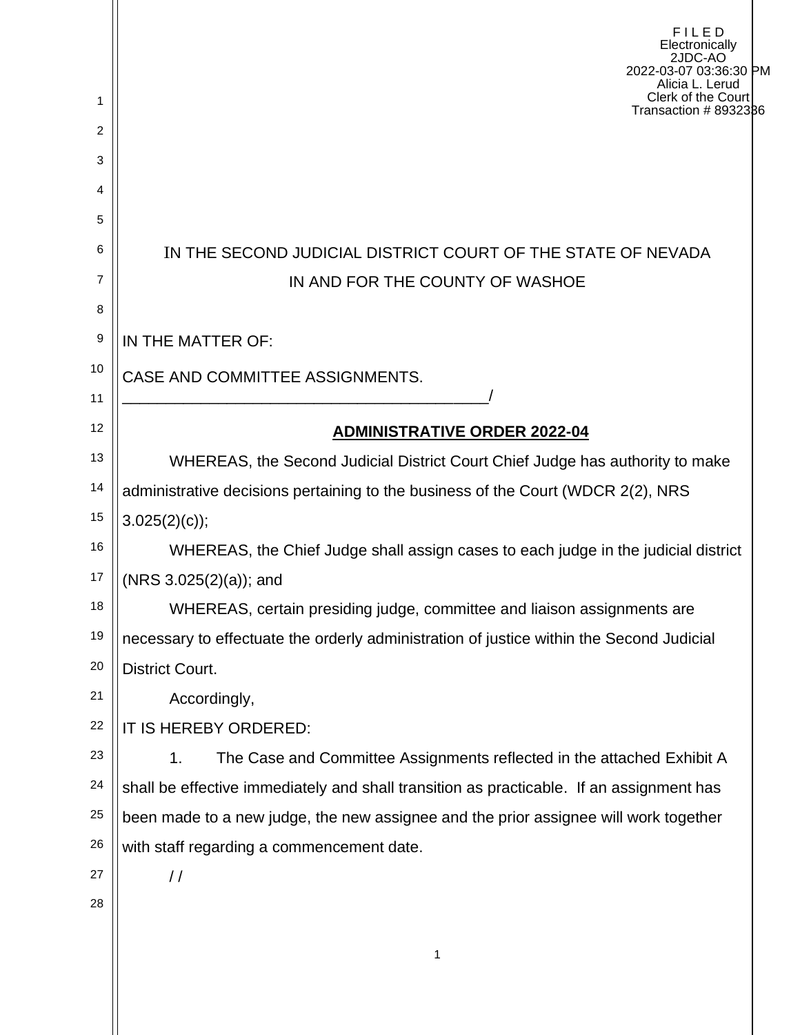F I L E D
Electronically
2JDC-AO
2022-03-07 03:36:30 PM
Alicia L. Lerud
Clerk of the Court
Transaction # 8932386

IN THE SECOND JUDICIAL DISTRICT COURT OF THE STATE OF NEVADA

IN AND FOR THE COUNTY OF WASHOE

IN THE MATTER OF:

CASE AND COMMITTEE ASSIGNMENTS.
____________________________________________/

**ADMINISTRATIVE ORDER 2022-04**

WHEREAS, the Second Judicial District Court Chief Judge has authority to make administrative decisions pertaining to the business of the Court (WDCR 2(2), NRS 3.025(2)(c));

WHEREAS, the Chief Judge shall assign cases to each judge in the judicial district (NRS 3.025(2)(a)); and

WHEREAS, certain presiding judge, committee and liaison assignments are necessary to effectuate the orderly administration of justice within the Second Judicial District Court.

Accordingly,

IT IS HEREBY ORDERED:

1. The Case and Committee Assignments reflected in the attached Exhibit A shall be effective immediately and shall transition as practicable. If an assignment has been made to a new judge, the new assignee and the prior assignee will work together with staff regarding a commencement date.

/ /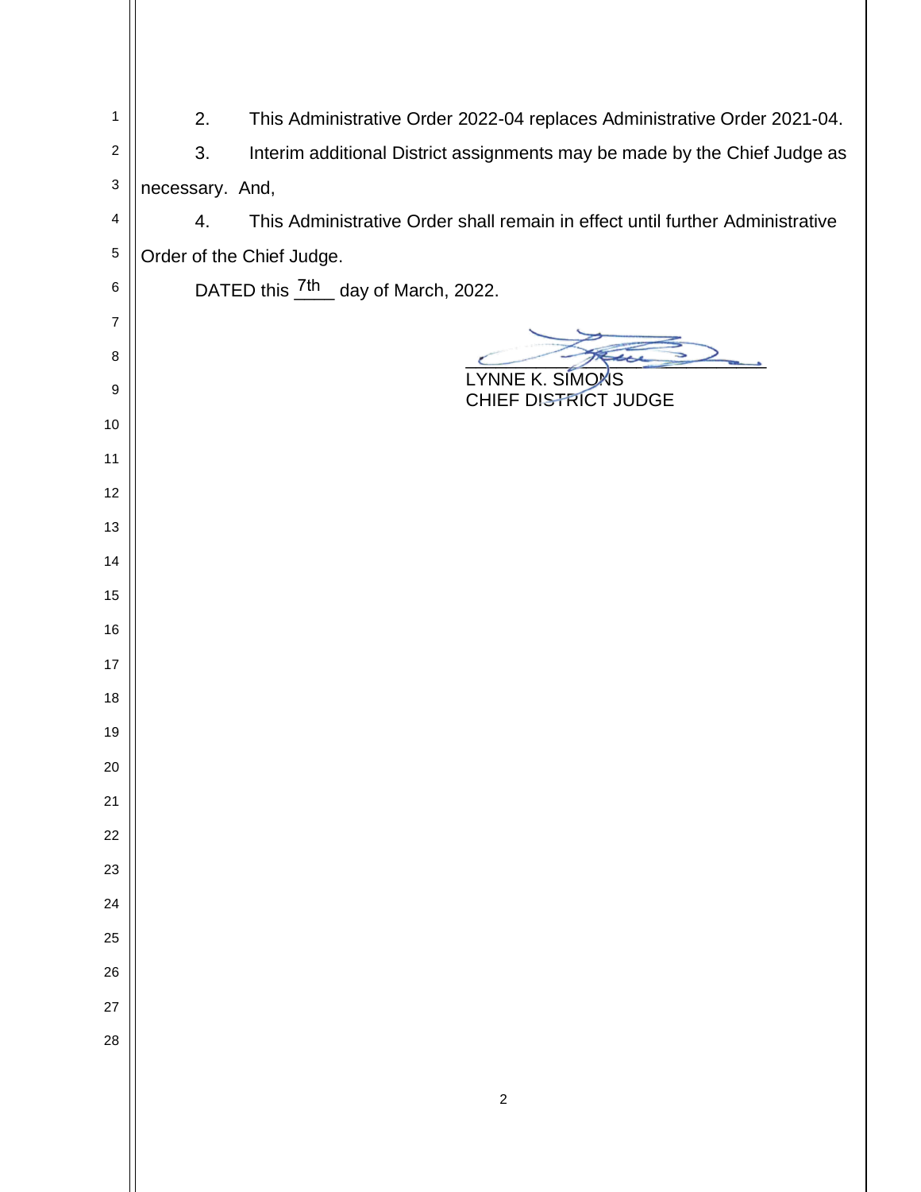2. This Administrative Order 2022-04 replaces Administrative Order 2021-04.

3. Interim additional District assignments may be made by the Chief Judge as necessary. And,

4. This Administrative Order shall remain in effect until further Administrative Order of the Chief Judge.

DATED this 7th day of March, 2022.

LYNNE K. SIMONS
CHIEF DISTRICT JUDGE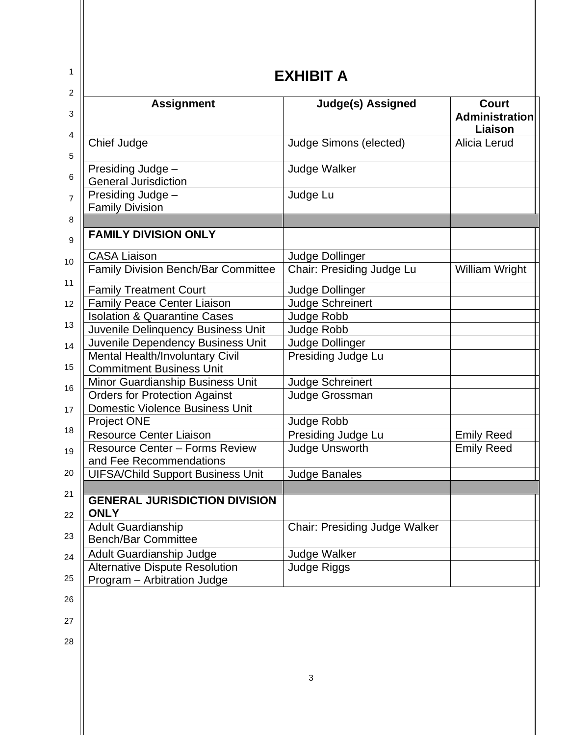# EXHIBIT A

| Assignment | Judge(s) Assigned | Court Administration Liaison |
|---|---|---|
| Chief Judge | Judge Simons (elected) | Alicia Lerud |
| Presiding Judge – General Jurisdiction | Judge Walker | |
| Presiding Judge – Family Division | Judge Lu | |
| | | |
| **FAMILY DIVISION ONLY** | | |
| CASA Liaison | Judge Dollinger | |
| Family Division Bench/Bar Committee | Chair: Presiding Judge Lu | William Wright |
| Family Treatment Court | Judge Dollinger | |
| Family Peace Center Liaison | Judge Schreinert | |
| Isolation & Quarantine Cases | Judge Robb | |
| Juvenile Delinquency Business Unit | Judge Robb | |
| Juvenile Dependency Business Unit | Judge Dollinger | |
| Mental Health/Involuntary Civil Commitment Business Unit | Presiding Judge Lu | |
| Minor Guardianship Business Unit | Judge Schreinert | |
| Orders for Protection Against Domestic Violence Business Unit | Judge Grossman | |
| Project ONE | Judge Robb | |
| Resource Center Liaison | Presiding Judge Lu | Emily Reed |
| Resource Center – Forms Review and Fee Recommendations | Judge Unsworth | Emily Reed |
| UIFSA/Child Support Business Unit | Judge Banales | |
| | | |
| **GENERAL JURISDICTION DIVISION ONLY** | | |
| Adult Guardianship Bench/Bar Committee | Chair: Presiding Judge Walker | |
| Adult Guardianship Judge | Judge Walker | |
| Alternative Dispute Resolution Program – Arbitration Judge | Judge Riggs | |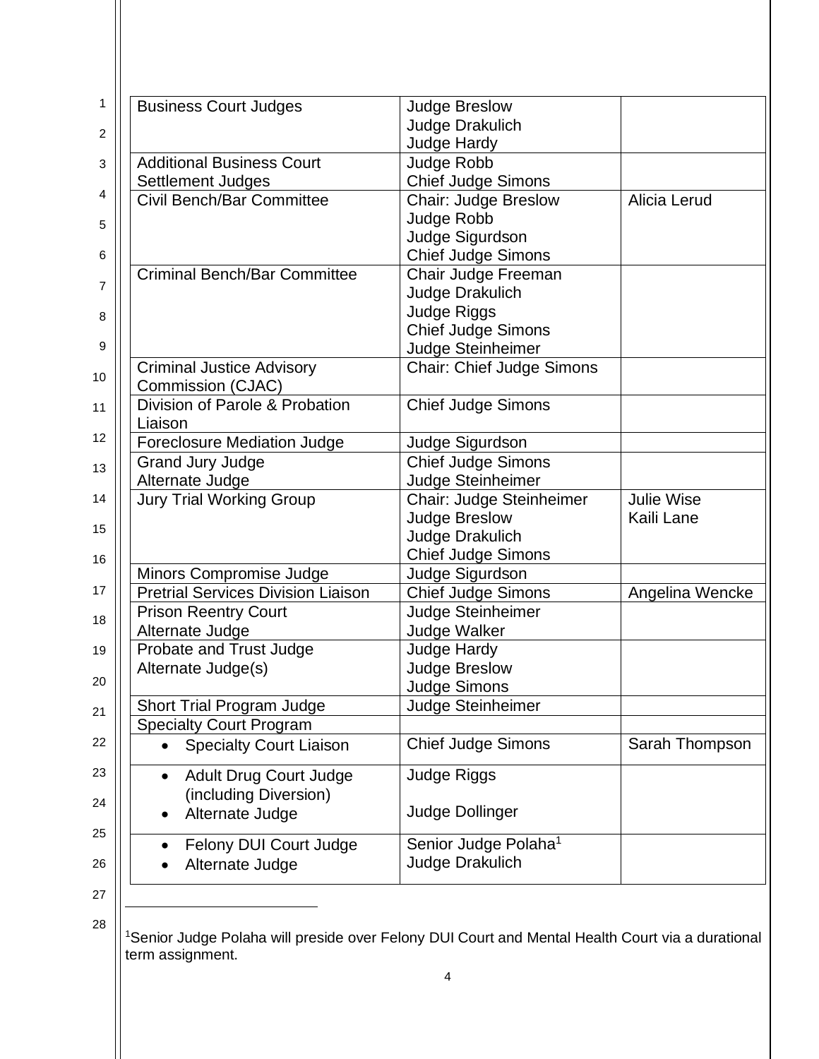| Business Court Judges | Judge Breslow<br>Judge Drakulich<br>Judge Hardy | |
|---|---|---|
| Additional Business Court Settlement Judges | Judge Robb<br>Chief Judge Simons | |
| Civil Bench/Bar Committee | Chair: Judge Breslow<br>Judge Robb<br>Judge Sigurdson<br>Chief Judge Simons | Alicia Lerud |
| Criminal Bench/Bar Committee | Chair Judge Freeman<br>Judge Drakulich<br>Judge Riggs<br>Chief Judge Simons<br>Judge Steinheimer | |
| Criminal Justice Advisory Commission (CJAC) | Chair: Chief Judge Simons | |
| Division of Parole & Probation Liaison | Chief Judge Simons | |
| Foreclosure Mediation Judge | Judge Sigurdson | |
| Grand Jury Judge<br>Alternate Judge | Chief Judge Simons<br>Judge Steinheimer | |
| Jury Trial Working Group | Chair: Judge Steinheimer<br>Judge Breslow<br>Judge Drakulich<br>Chief Judge Simons | Julie Wise<br>Kaili Lane |
| Minors Compromise Judge | Judge Sigurdson | |
| Pretrial Services Division Liaison | Chief Judge Simons | Angelina Wencke |
| Prison Reentry Court<br>Alternate Judge | Judge Steinheimer<br>Judge Walker | |
| Probate and Trust Judge<br>Alternate Judge(s) | Judge Hardy<br>Judge Breslow<br>Judge Simons | |
| Short Trial Program Judge | Judge Steinheimer | |
| Specialty Court Program | | |
| • Specialty Court Liaison | Chief Judge Simons | Sarah Thompson |
| • Adult Drug Court Judge (including Diversion)<br>• Alternate Judge | Judge Riggs<br><br>Judge Dollinger | |
| • Felony DUI Court Judge<br>• Alternate Judge | Senior Judge Polaha[1]<br>Judge Drakulich | |

[1]Senior Judge Polaha will preside over Felony DUI Court and Mental Health Court via a durational term assignment.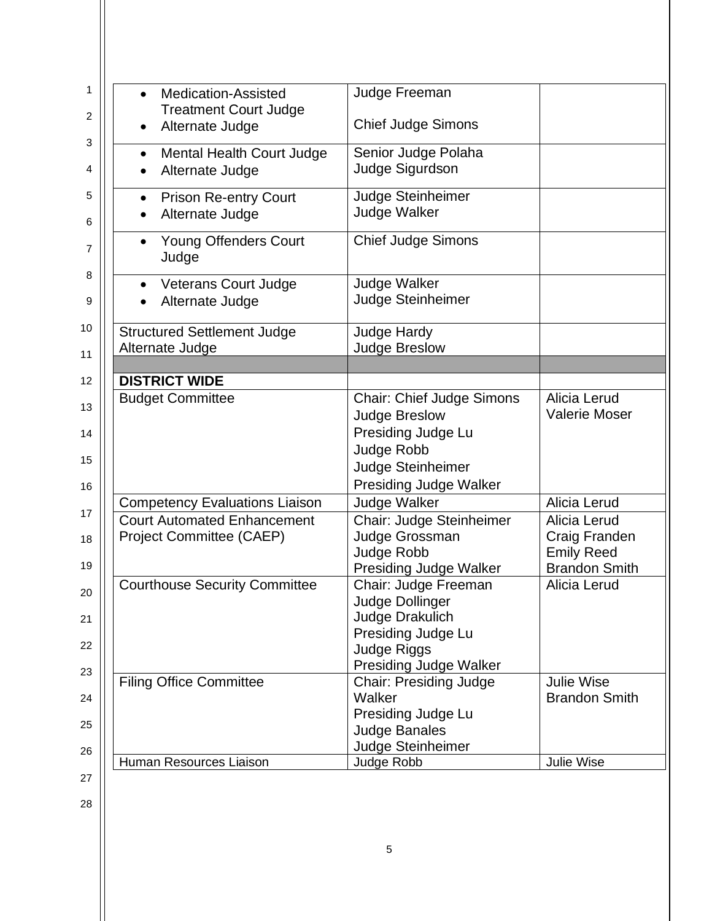| | | |
|---|---|---|
| • Medication-Assisted Treatment Court Judge<br>• Alternate Judge | Judge Freeman<br><br>Chief Judge Simons | |
| • Mental Health Court Judge<br>• Alternate Judge | Senior Judge Polaha<br>Judge Sigurdson | |
| • Prison Re-entry Court<br>• Alternate Judge | Judge Steinheimer<br>Judge Walker | |
| • Young Offenders Court Judge | Chief Judge Simons | |
| • Veterans Court Judge<br>• Alternate Judge | Judge Walker<br>Judge Steinheimer | |
| Structured Settlement Judge<br>Alternate Judge | Judge Hardy<br>Judge Breslow | |
| | | |
| **DISTRICT WIDE** | | |
| Budget Committee | Chair: Chief Judge Simons<br>Judge Breslow<br>Presiding Judge Lu<br>Judge Robb<br>Judge Steinheimer<br>Presiding Judge Walker | Alicia Lerud<br>Valerie Moser |
| Competency Evaluations Liaison | Judge Walker | Alicia Lerud |
| Court Automated Enhancement Project Committee (CAEP) | Chair: Judge Steinheimer<br>Judge Grossman<br>Judge Robb<br>Presiding Judge Walker | Alicia Lerud<br>Craig Franden<br>Emily Reed<br>Brandon Smith |
| Courthouse Security Committee | Chair: Judge Freeman<br>Judge Dollinger<br>Judge Drakulich<br>Presiding Judge Lu<br>Judge Riggs<br>Presiding Judge Walker | Alicia Lerud |
| Filing Office Committee | Chair: Presiding Judge Walker<br>Presiding Judge Lu<br>Judge Banales<br>Judge Steinheimer | Julie Wise<br>Brandon Smith |
| Human Resources Liaison | Judge Robb | Julie Wise |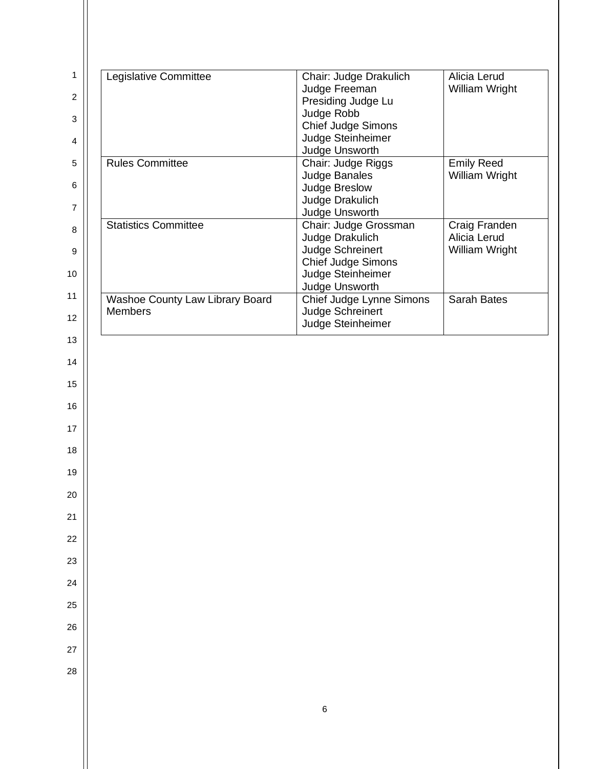| | | |
|---|---|---|
| Legislative Committee | Chair: Judge Drakulich<br>Judge Freeman<br>Presiding Judge Lu<br>Judge Robb<br>Chief Judge Simons<br>Judge Steinheimer<br>Judge Unsworth | Alicia Lerud<br>William Wright |
| Rules Committee | Chair: Judge Riggs<br>Judge Banales<br>Judge Breslow<br>Judge Drakulich<br>Judge Unsworth | Emily Reed<br>William Wright |
| Statistics Committee | Chair: Judge Grossman<br>Judge Drakulich<br>Judge Schreinert<br>Chief Judge Simons<br>Judge Steinheimer<br>Judge Unsworth | Craig Franden<br>Alicia Lerud<br>William Wright |
| Washoe County Law Library Board Members | Chief Judge Lynne Simons<br>Judge Schreinert<br>Judge Steinheimer | Sarah Bates |